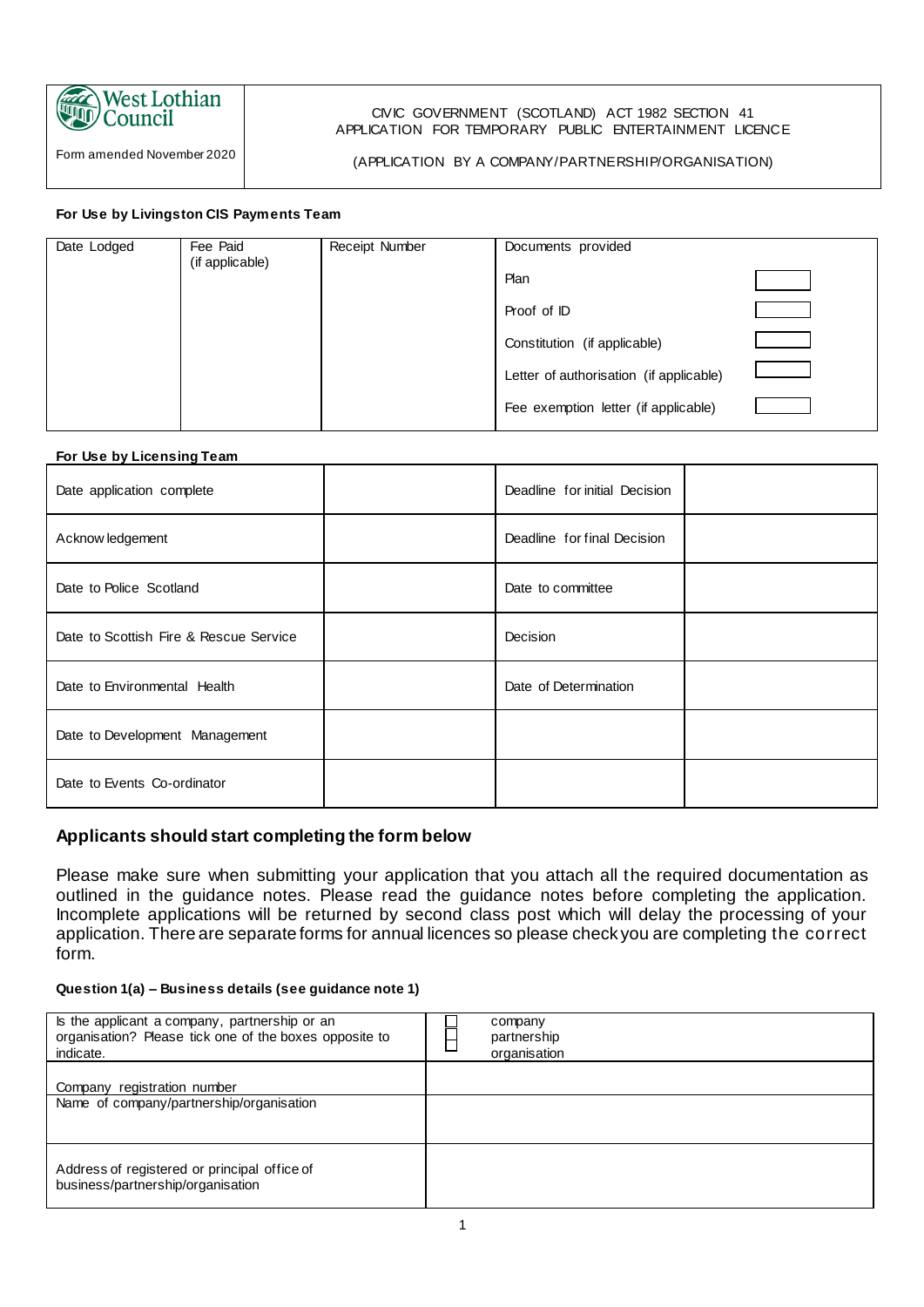| West Lothian Council<br><br>Form amended November 2020 | CIVIC GOVERNMENT (SCOTLAND) ACT 1982 SECTION 41<br>APPLICATION FOR TEMPORARY PUBLIC ENTERTAINMENT LICENCE<br><br>(APPLICATION BY A COMPANY/PARTNERSHIP/ORGANISATION) |
|---|---|

**For Use by Livingston CIS Payments Team**

| Date Lodged | Fee Paid (if applicable) | Receipt Number | Documents provided | |
|---|---|---|---|---|
| | | | Plan | ☐ |
| | | | Proof of ID | ☐ |
| | | | Constitution (if applicable) | ☐ |
| | | | Letter of authorisation (if applicable) | ☐ |
| | | | Fee exemption letter (if applicable) | ☐ |

**For Use by Licensing Team**

| | | | |
|---|---|---|---|
| Date application complete | | Deadline for initial Decision | |
| Acknowledgement | | Deadline for final Decision | |
| Date to Police Scotland | | Date to committee | |
| Date to Scottish Fire & Rescue Service | | Decision | |
| Date to Environmental Health | | Date of Determination | |
| Date to Development Management | | | |
| Date to Events Co-ordinator | | | |

### Applicants should start completing the form below

Please make sure when submitting your application that you attach all the required documentation as outlined in the guidance notes. Please read the guidance notes before completing the application. Incomplete applications will be returned by second class post which will delay the processing of your application. There are separate forms for annual licences so please check you are completing the correct form.

**Question 1(a) – Business details (see guidance note 1)**

| | |
|---|---|
| Is the applicant a company, partnership or an organisation? Please tick one of the boxes opposite to indicate. | ☐ company<br>☐ partnership<br>☐ organisation |
| Company registration number | |
| Name of company/partnership/organisation | |
| Address of registered or principal office of business/partnership/organisation | |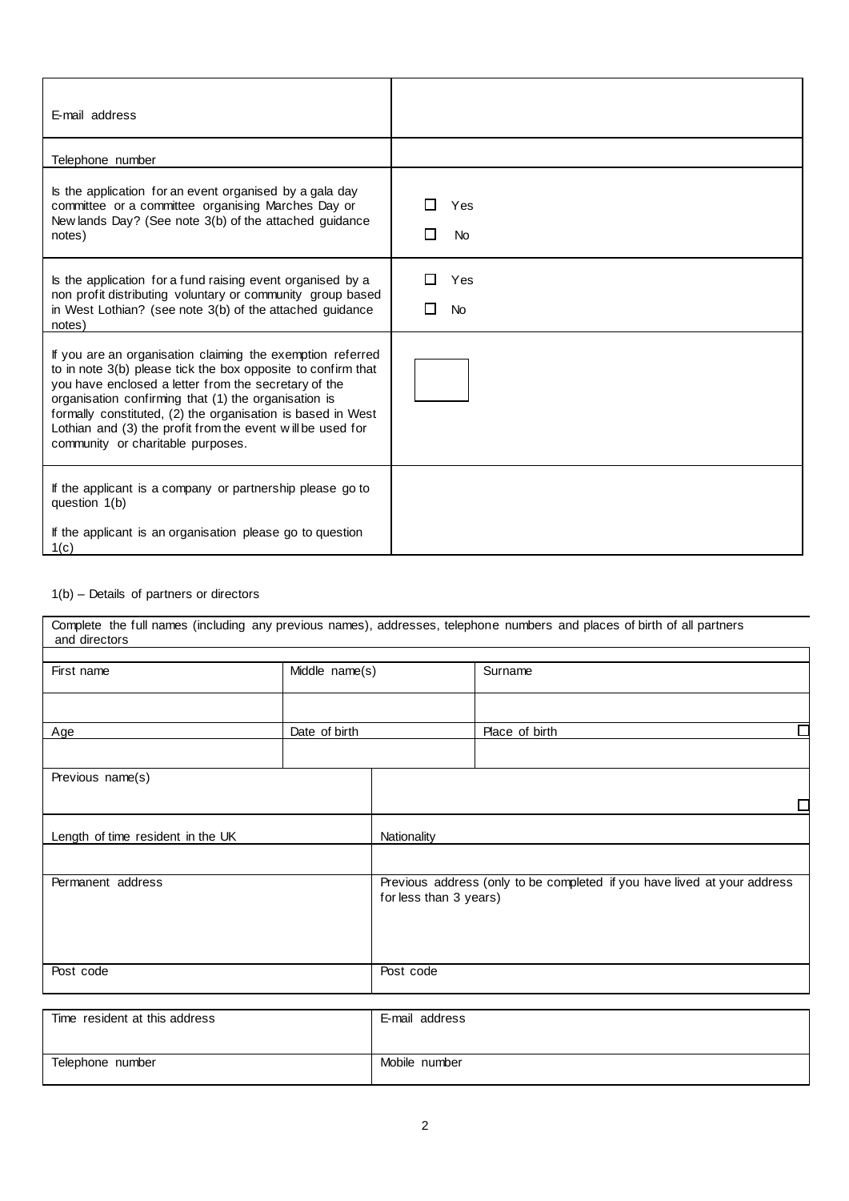| | |
|---|---|
| E-mail address | |
| Telephone number | |
| Is the application for an event organised by a gala day committee or a committee organising Marches Day or Newlands Day? (See note 3(b) of the attached guidance notes) | ☐ Yes<br>☐ No |
| Is the application for a fund raising event organised by a non profit distributing voluntary or community group based in West Lothian? (see note 3(b) of the attached guidance notes) | ☐ Yes<br>☐ No |
| If you are an organisation claiming the exemption referred to in note 3(b) please tick the box opposite to confirm that you have enclosed a letter from the secretary of the organisation confirming that (1) the organisation is formally constituted, (2) the organisation is based in West Lothian and (3) the profit from the event will be used for community or charitable purposes. | ☐ |
| If the applicant is a company or partnership please go to question 1(b)<br><br>If the applicant is an organisation please go to question 1(c) | |

1(b) – Details of partners or directors

Complete the full names (including any previous names), addresses, telephone numbers and places of birth of all partners and directors

| First name | Middle name(s) | Surname |
|---|---|---|
| | | |
| Age | Date of birth | Place of birth ☐ |
| | | |

| | |
|---|---|
| Previous name(s) | ☐ |
| Length of time resident in the UK | Nationality |
| | |
| Permanent address | Previous address (only to be completed if you have lived at your address for less than 3 years) |
| Post code | Post code |

| | |
|---|---|
| Time resident at this address | E-mail address |
| Telephone number | Mobile number |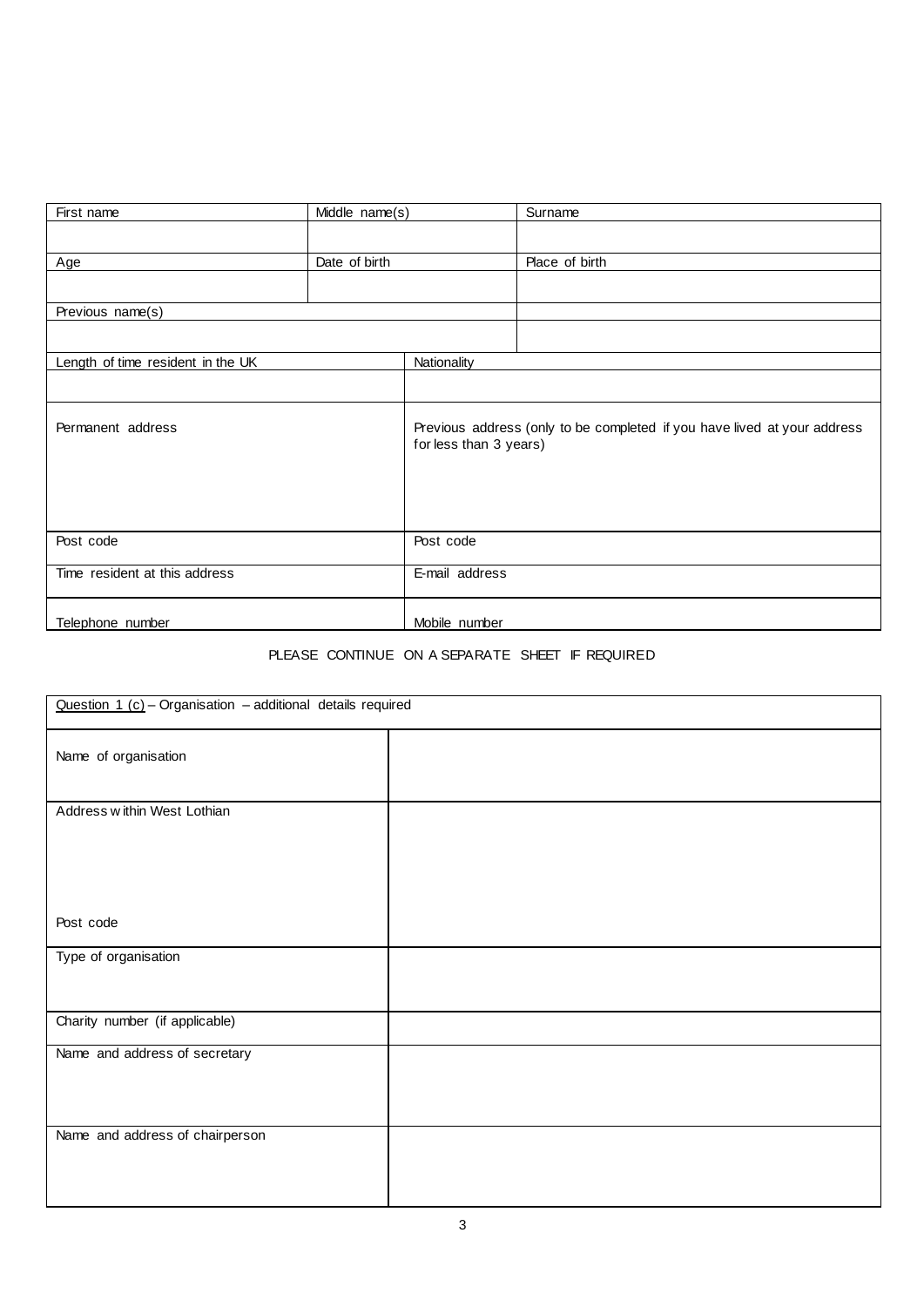| First name | Middle name(s) | | Surname |
|---|---|---|---|
| | | | |
| Age | Date of birth | | Place of birth |
| | | | |
| Previous name(s) | | | |
| | | | |
| Length of time resident in the UK | | Nationality | |
| | | | |
| Permanent address | | Previous address (only to be completed if you have lived at your address for less than 3 years) | |
| Post code | | Post code | |
| Time resident at this address | | E-mail address | |
| Telephone number | | Mobile number | |

PLEASE CONTINUE ON A SEPARATE SHEET IF REQUIRED

| Question 1 (c) – Organisation – additional details required | |
|---|---|
| Name of organisation | |
| Address within West Lothian<br><br>Post code | |
| Type of organisation | |
| Charity number (if applicable) | |
| Name and address of secretary | |
| Name and address of chairperson | |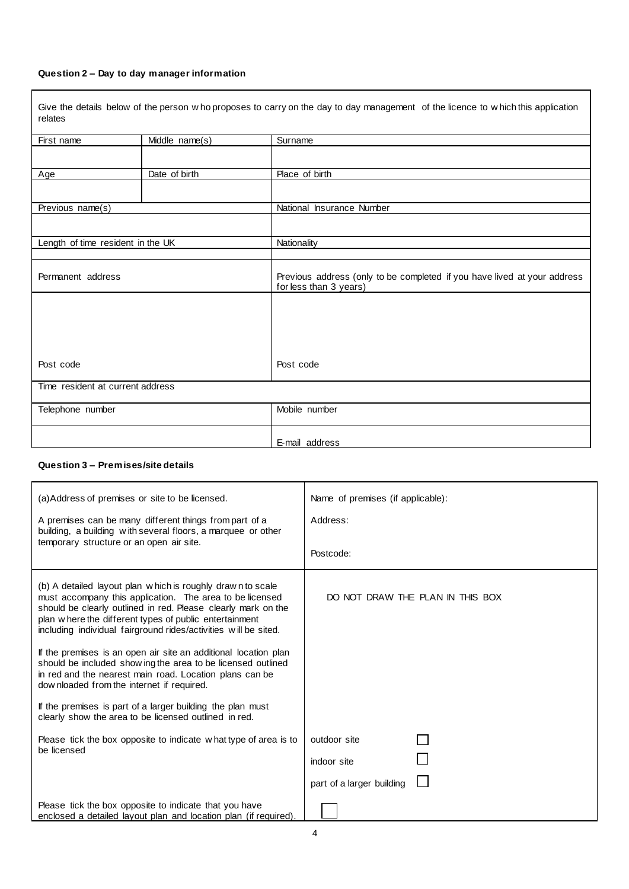**Question 2 – Day to day manager information**

Give the details below of the person who proposes to carry on the day to day management of the licence to which this application relates

| First name | Middle name(s) | Surname |
|---|---|---|
| | | |
| **Age** | **Date of birth** | **Place of birth** |
| | | |
| **Previous name(s)** | | **National Insurance Number** |
| | | |
| **Length of time resident in the UK** | | **Nationality** |
| | | |
| **Permanent address** | | **Previous address (only to be completed if you have lived at your address for less than 3 years)** |
| | | |
| Post code | | Post code |
| **Time resident at current address** | | |
| | | |
| **Telephone number** | | **Mobile number** |
| | | |
| | | **E-mail address** |

**Question 3 – Premises/site details**

| | |
|---|---|
| (a) Address of premises or site to be licensed.<br><br>A premises can be many different things from part of a building, a building with several floors, a marquee or other temporary structure or an open air site. | Name of premises (if applicable):<br><br>Address:<br><br>Postcode: |
| (b) A detailed layout plan which is roughly drawn to scale must accompany this application. The area to be licensed should be clearly outlined in red. Please clearly mark on the plan where the different types of public entertainment including individual fairground rides/activities will be sited.<br><br>If the premises is an open air site an additional location plan should be included showing the area to be licensed outlined in red and the nearest main road. Location plans can be downloaded from the internet if required.<br><br>If the premises is part of a larger building the plan must clearly show the area to be licensed outlined in red. | DO NOT DRAW THE PLAN IN THIS BOX |
| Please tick the box opposite to indicate what type of area is to be licensed | outdoor site ☐<br>indoor site ☐<br>part of a larger building ☐ |
| Please tick the box opposite to indicate that you have enclosed a detailed layout plan and location plan (if required). | ☐ |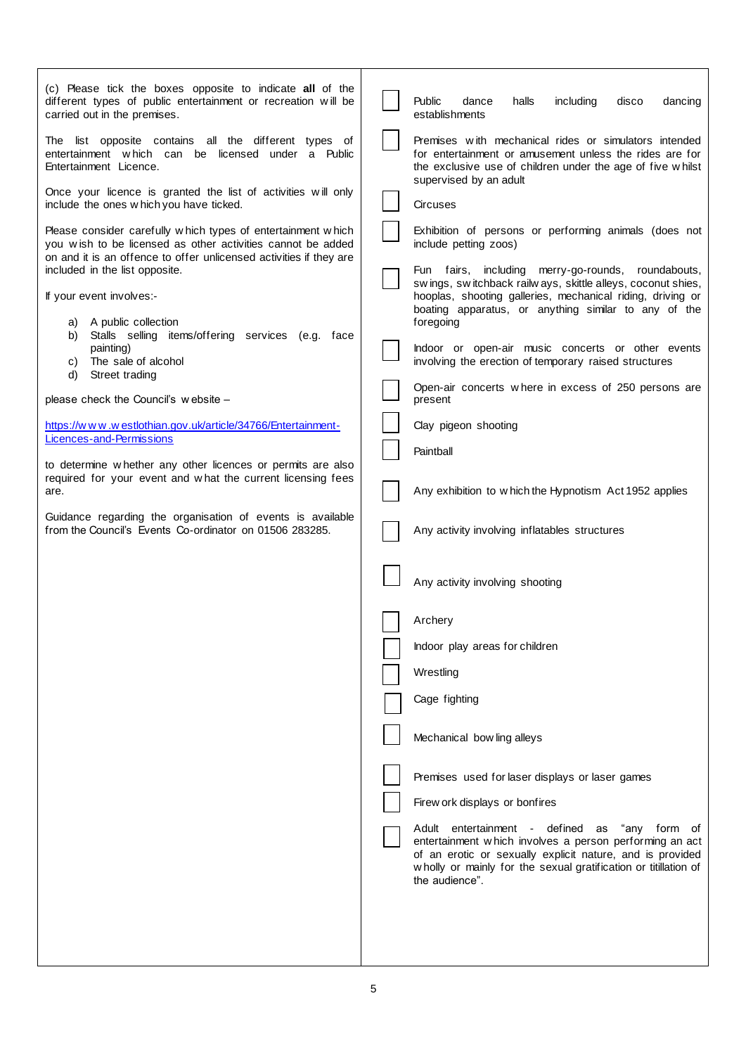(c) Please tick the boxes opposite to indicate **all** of the different types of public entertainment or recreation will be carried out in the premises.

The list opposite contains all the different types of entertainment which can be licensed under a Public Entertainment Licence.

Once your licence is granted the list of activities will only include the ones which you have ticked.

Please consider carefully which types of entertainment which you wish to be licensed as other activities cannot be added on and it is an offence to offer unlicensed activities if they are included in the list opposite.

If your event involves:-

a) A public collection
b) Stalls selling items/offering services (e.g. face painting)
c) The sale of alcohol
d) Street trading

please check the Council's website –

https://www.westlothian.gov.uk/article/34766/Entertainment-Licences-and-Permissions

to determine whether any other licences or permits are also required for your event and what the current licensing fees are.

Guidance regarding the organisation of events is available from the Council's Events Co-ordinator on 01506 283285.

- ☐ Public dance halls including disco dancing establishments
- ☐ Premises with mechanical rides or simulators intended for entertainment or amusement unless the rides are for the exclusive use of children under the age of five whilst supervised by an adult
- ☐ Circuses
- ☐ Exhibition of persons or performing animals (does not include petting zoos)
- ☐ Fun fairs, including merry-go-rounds, roundabouts, swings, switchback railways, skittle alleys, coconut shies, hooplas, shooting galleries, mechanical riding, driving or boating apparatus, or anything similar to any of the foregoing
- ☐ Indoor or open-air music concerts or other events involving the erection of temporary raised structures
- ☐ Open-air concerts where in excess of 250 persons are present
- ☐ Clay pigeon shooting
- ☐ Paintball
- ☐ Any exhibition to which the Hypnotism Act 1952 applies
- ☐ Any activity involving inflatables structures
- ☐ Any activity involving shooting
- ☐ Archery
- ☐ Indoor play areas for children
- ☐ Wrestling
- ☐ Cage fighting
- ☐ Mechanical bowling alleys
- ☐ Premises used for laser displays or laser games
- ☐ Firework displays or bonfires
- ☐ Adult entertainment - defined as "any form of entertainment which involves a person performing an act of an erotic or sexually explicit nature, and is provided wholly or mainly for the sexual gratification or titillation of the audience".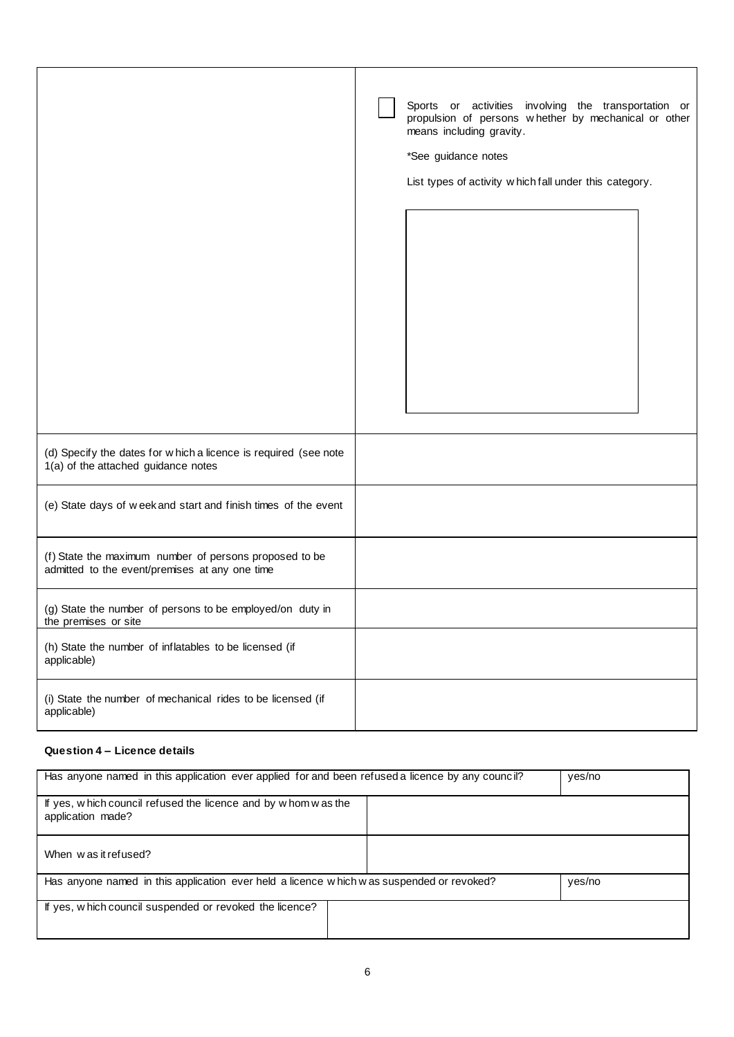| | ☐ Sports or activities involving the transportation or propulsion of persons whether by mechanical or other means including gravity.<br><br>*See guidance notes<br><br>List types of activity which fall under this category. |
|---|---|
| (d) Specify the dates for which a licence is required (see note 1(a) of the attached guidance notes | |
| (e) State days of week and start and finish times of the event | |
| (f) State the maximum number of persons proposed to be admitted to the event/premises at any one time | |
| (g) State the number of persons to be employed/on duty in the premises or site | |
| (h) State the number of inflatables to be licensed (if applicable) | |
| (i) State the number of mechanical rides to be licensed (if applicable) | |

**Question 4 – Licence details**

| Has anyone named in this application ever applied for and been refused a licence by any council? | | yes/no |
|---|---|---|
| If yes, which council refused the licence and by whom was the application made? | | |
| When was it refused? | | |
| Has anyone named in this application ever held a licence which was suspended or revoked? | | yes/no |
| If yes, which council suspended or revoked the licence? | | |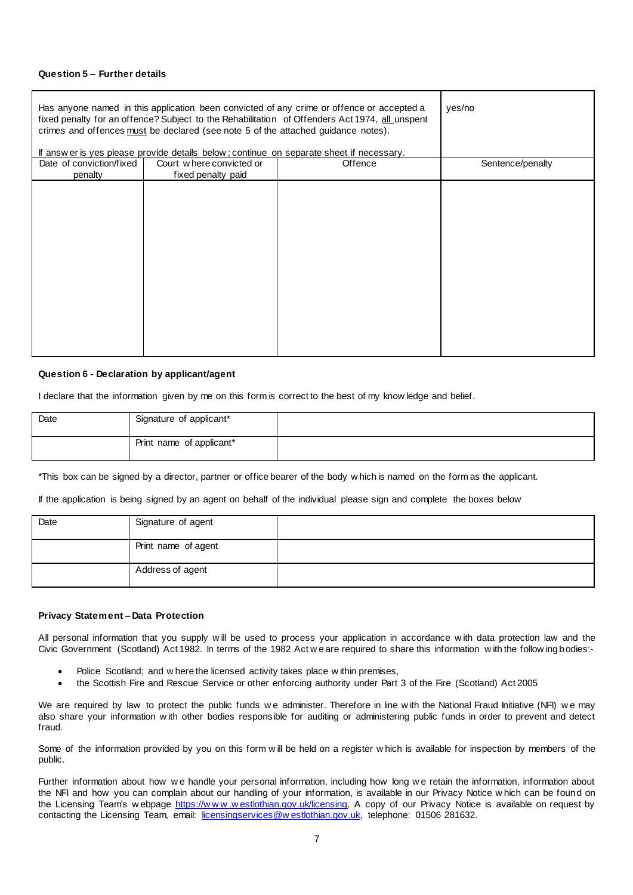**Question 5 – Further details**

| Has anyone named in this application been convicted of any crime or offence or accepted a fixed penalty for an offence? Subject to the Rehabilitation of Offenders Act 1974, all unspent crimes and offences must be declared (see note 5 of the attached guidance notes).<br><br>If answer is yes please provide details below; continue on separate sheet if necessary. | | | yes/no |
|---|---|---|---|
| Date of conviction/fixed penalty | Court where convicted or fixed penalty paid | Offence | Sentence/penalty |
| | | | |

**Question 6 - Declaration by applicant/agent**

I declare that the information given by me on this form is correct to the best of my knowledge and belief.

| Date | Signature of applicant* | |
|---|---|---|
| | Print name of applicant* | |

*This box can be signed by a director, partner or office bearer of the body which is named on the form as the applicant.

If the application is being signed by an agent on behalf of the individual please sign and complete the boxes below

| Date | Signature of agent | |
|---|---|---|
| | Print name of agent | |
| | Address of agent | |

**Privacy Statement – Data Protection**

All personal information that you supply will be used to process your application in accordance with data protection law and the Civic Government (Scotland) Act 1982. In terms of the 1982 Act we are required to share this information with the following bodies:-

- Police Scotland; and where the licensed activity takes place within premises,
- the Scottish Fire and Rescue Service or other enforcing authority under Part 3 of the Fire (Scotland) Act 2005

We are required by law to protect the public funds we administer. Therefore in line with the National Fraud Initiative (NFI) we may also share your information with other bodies responsible for auditing or administering public funds in order to prevent and detect fraud.

Some of the information provided by you on this form will be held on a register which is available for inspection by members of the public.

Further information about how we handle your personal information, including how long we retain the information, information about the NFI and how you can complain about our handling of your information, is available in our Privacy Notice which can be found on the Licensing Team's webpage https://www.westlothian.gov.uk/licensing. A copy of our Privacy Notice is available on request by contacting the Licensing Team, email: licensingservices@westlothian.gov.uk, telephone: 01506 281632.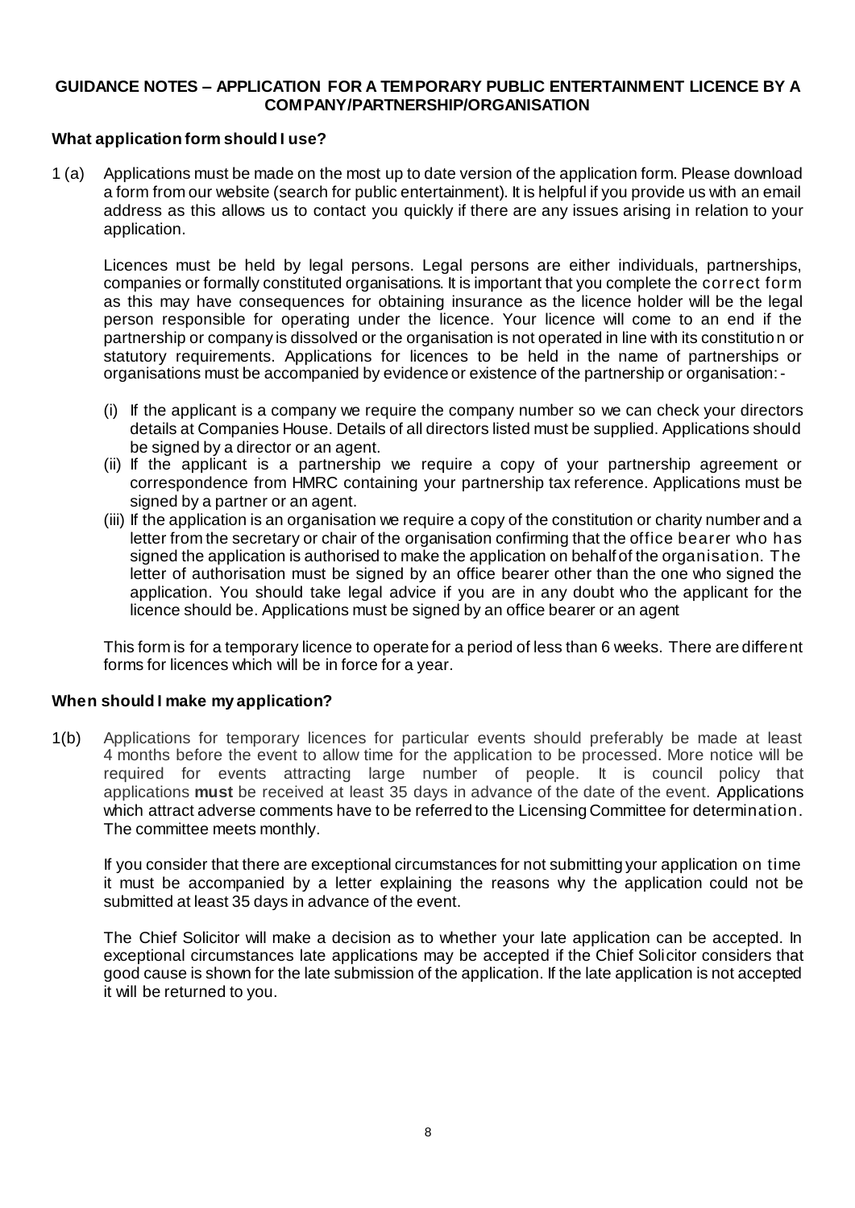**GUIDANCE NOTES – APPLICATION FOR A TEMPORARY PUBLIC ENTERTAINMENT LICENCE BY A COMPANY/PARTNERSHIP/ORGANISATION**

**What application form should I use?**

1 (a) Applications must be made on the most up to date version of the application form. Please download a form from our website (search for public entertainment). It is helpful if you provide us with an email address as this allows us to contact you quickly if there are any issues arising in relation to your application.

Licences must be held by legal persons. Legal persons are either individuals, partnerships, companies or formally constituted organisations. It is important that you complete the correct form as this may have consequences for obtaining insurance as the licence holder will be the legal person responsible for operating under the licence. Your licence will come to an end if the partnership or company is dissolved or the organisation is not operated in line with its constitution or statutory requirements. Applications for licences to be held in the name of partnerships or organisations must be accompanied by evidence or existence of the partnership or organisation:-

(i) If the applicant is a company we require the company number so we can check your directors details at Companies House. Details of all directors listed must be supplied. Applications should be signed by a director or an agent.
(ii) If the applicant is a partnership we require a copy of your partnership agreement or correspondence from HMRC containing your partnership tax reference. Applications must be signed by a partner or an agent.
(iii) If the application is an organisation we require a copy of the constitution or charity number and a letter from the secretary or chair of the organisation confirming that the office bearer who has signed the application is authorised to make the application on behalf of the organisation. The letter of authorisation must be signed by an office bearer other than the one who signed the application. You should take legal advice if you are in any doubt who the applicant for the licence should be. Applications must be signed by an office bearer or an agent

This form is for a temporary licence to operate for a period of less than 6 weeks. There are different forms for licences which will be in force for a year.

**When should I make my application?**

1(b) Applications for temporary licences for particular events should preferably be made at least 4 months before the event to allow time for the application to be processed. More notice will be required for events attracting large number of people. It is council policy that applications **must** be received at least 35 days in advance of the date of the event. Applications which attract adverse comments have to be referred to the Licensing Committee for determination. The committee meets monthly.

If you consider that there are exceptional circumstances for not submitting your application on time it must be accompanied by a letter explaining the reasons why the application could not be submitted at least 35 days in advance of the event.

The Chief Solicitor will make a decision as to whether your late application can be accepted. In exceptional circumstances late applications may be accepted if the Chief Solicitor considers that good cause is shown for the late submission of the application. If the late application is not accepted it will be returned to you.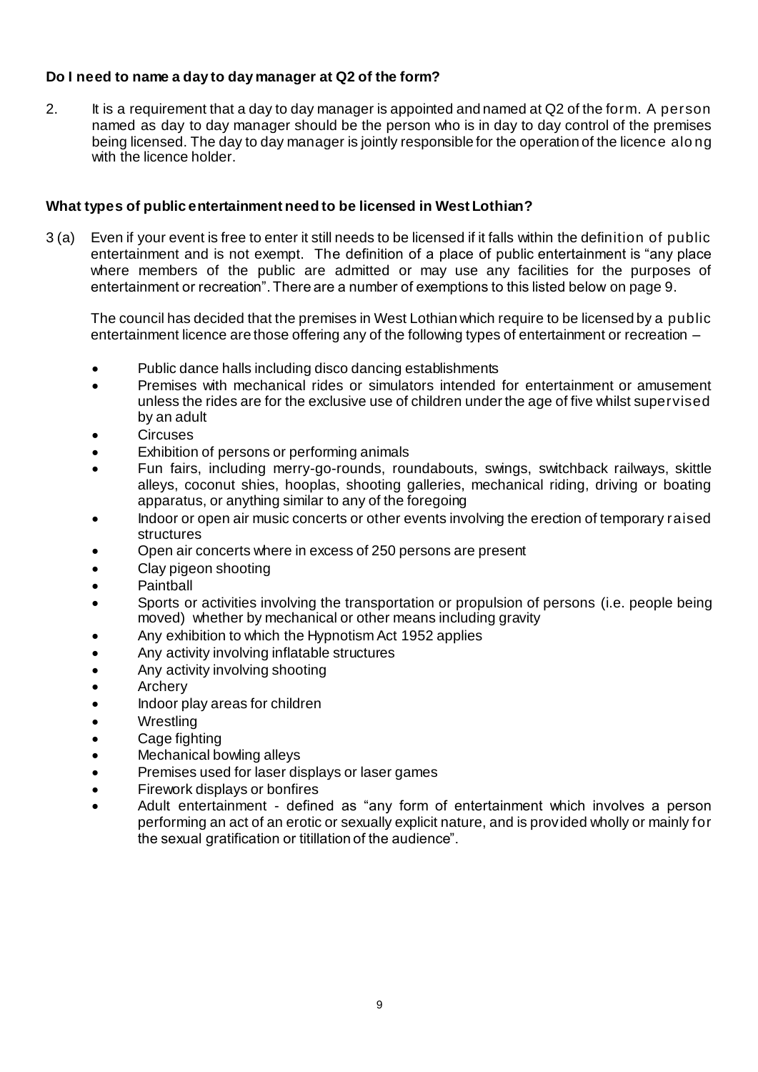**Do I need to name a day to day manager at Q2 of the form?**

2. It is a requirement that a day to day manager is appointed and named at Q2 of the form. A person named as day to day manager should be the person who is in day to day control of the premises being licensed. The day to day manager is jointly responsible for the operation of the licence along with the licence holder.

**What types of public entertainment need to be licensed in West Lothian?**

3 (a) Even if your event is free to enter it still needs to be licensed if it falls within the definition of public entertainment and is not exempt. The definition of a place of public entertainment is "any place where members of the public are admitted or may use any facilities for the purposes of entertainment or recreation". There are a number of exemptions to this listed below on page 9.

The council has decided that the premises in West Lothian which require to be licensed by a public entertainment licence are those offering any of the following types of entertainment or recreation –

- Public dance halls including disco dancing establishments
- Premises with mechanical rides or simulators intended for entertainment or amusement unless the rides are for the exclusive use of children under the age of five whilst supervised by an adult
- Circuses
- Exhibition of persons or performing animals
- Fun fairs, including merry-go-rounds, roundabouts, swings, switchback railways, skittle alleys, coconut shies, hooplas, shooting galleries, mechanical riding, driving or boating apparatus, or anything similar to any of the foregoing
- Indoor or open air music concerts or other events involving the erection of temporary raised structures
- Open air concerts where in excess of 250 persons are present
- Clay pigeon shooting
- Paintball
- Sports or activities involving the transportation or propulsion of persons (i.e. people being moved) whether by mechanical or other means including gravity
- Any exhibition to which the Hypnotism Act 1952 applies
- Any activity involving inflatable structures
- Any activity involving shooting
- Archery
- Indoor play areas for children
- Wrestling
- Cage fighting
- Mechanical bowling alleys
- Premises used for laser displays or laser games
- Firework displays or bonfires
- Adult entertainment - defined as "any form of entertainment which involves a person performing an act of an erotic or sexually explicit nature, and is provided wholly or mainly for the sexual gratification or titillation of the audience".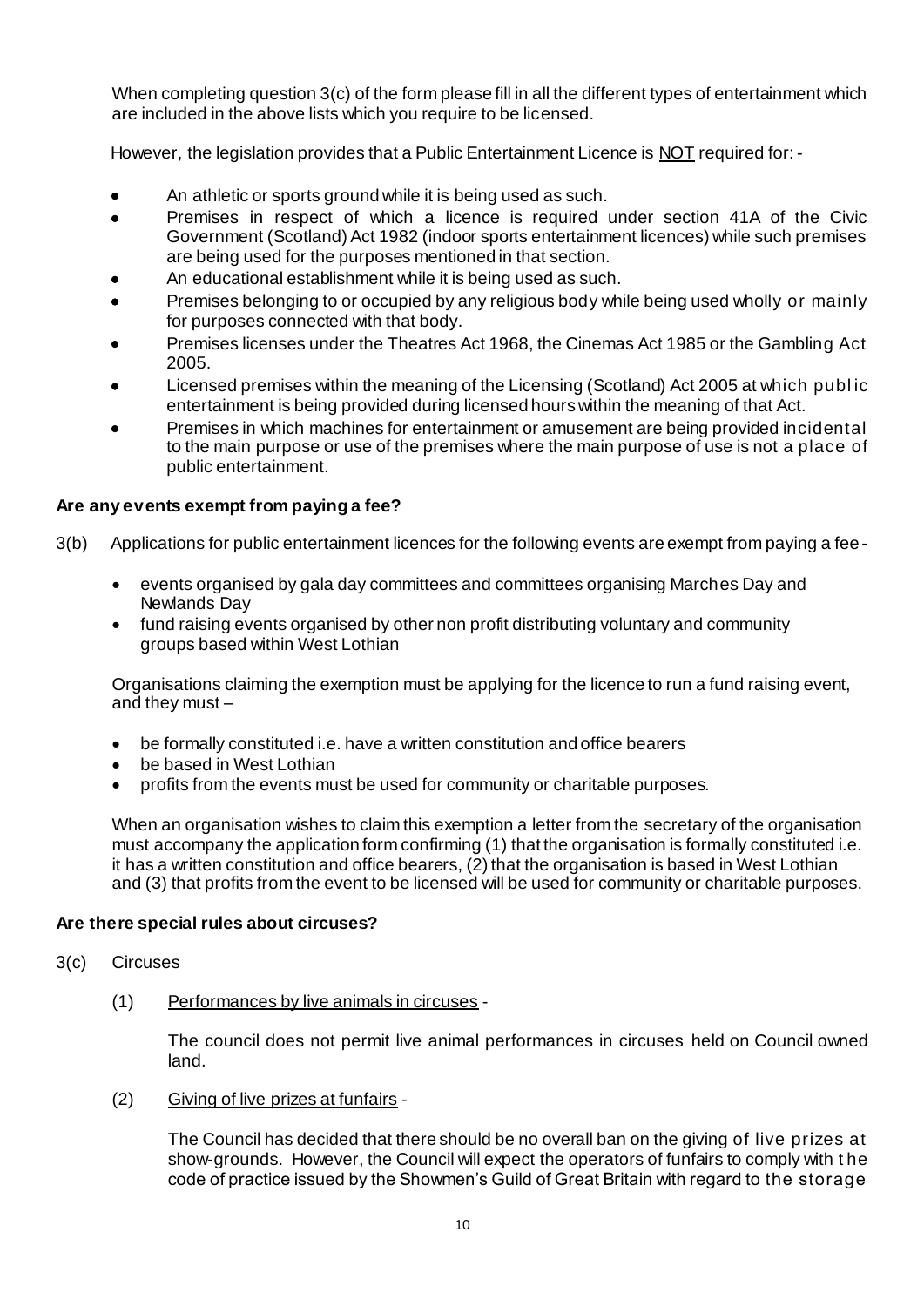When completing question 3(c) of the form please fill in all the different types of entertainment which are included in the above lists which you require to be licensed.

However, the legislation provides that a Public Entertainment Licence is NOT required for: -

- An athletic or sports ground while it is being used as such.
- Premises in respect of which a licence is required under section 41A of the Civic Government (Scotland) Act 1982 (indoor sports entertainment licences) while such premises are being used for the purposes mentioned in that section.
- An educational establishment while it is being used as such.
- Premises belonging to or occupied by any religious body while being used wholly or mainly for purposes connected with that body.
- Premises licenses under the Theatres Act 1968, the Cinemas Act 1985 or the Gambling Act 2005.
- Licensed premises within the meaning of the Licensing (Scotland) Act 2005 at which public entertainment is being provided during licensed hours within the meaning of that Act.
- Premises in which machines for entertainment or amusement are being provided incidental to the main purpose or use of the premises where the main purpose of use is not a place of public entertainment.

**Are any events exempt from paying a fee?**

3(b) Applications for public entertainment licences for the following events are exempt from paying a fee -

- events organised by gala day committees and committees organising Marches Day and Newlands Day
- fund raising events organised by other non profit distributing voluntary and community groups based within West Lothian

Organisations claiming the exemption must be applying for the licence to run a fund raising event, and they must –

- be formally constituted i.e. have a written constitution and office bearers
- be based in West Lothian
- profits from the events must be used for community or charitable purposes.

When an organisation wishes to claim this exemption a letter from the secretary of the organisation must accompany the application form confirming (1) that the organisation is formally constituted i.e. it has a written constitution and office bearers, (2) that the organisation is based in West Lothian and (3) that profits from the event to be licensed will be used for community or charitable purposes.

**Are there special rules about circuses?**

3(c) Circuses

(1) Performances by live animals in circuses -

The council does not permit live animal performances in circuses held on Council owned land.

(2) Giving of live prizes at funfairs -

The Council has decided that there should be no overall ban on the giving of live prizes at show-grounds. However, the Council will expect the operators of funfairs to comply with the code of practice issued by the Showmen's Guild of Great Britain with regard to the storage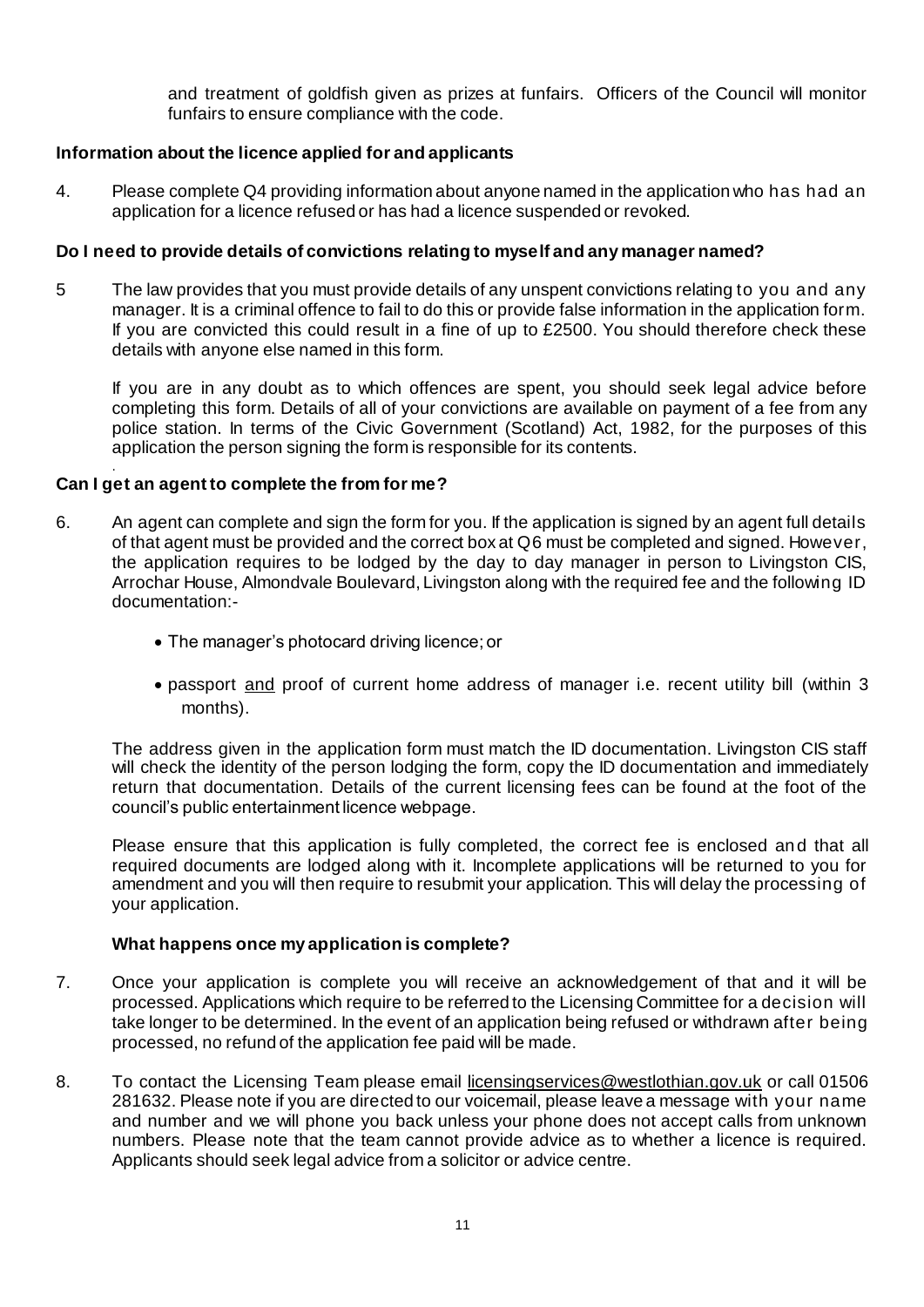and treatment of goldfish given as prizes at funfairs. Officers of the Council will monitor funfairs to ensure compliance with the code.

**Information about the licence applied for and applicants**

4. Please complete Q4 providing information about anyone named in the application who has had an application for a licence refused or has had a licence suspended or revoked.

**Do I need to provide details of convictions relating to myself and any manager named?**

5 The law provides that you must provide details of any unspent convictions relating to you and any manager. It is a criminal offence to fail to do this or provide false information in the application form. If you are convicted this could result in a fine of up to £2500. You should therefore check these details with anyone else named in this form.

If you are in any doubt as to which offences are spent, you should seek legal advice before completing this form. Details of all of your convictions are available on payment of a fee from any police station. In terms of the Civic Government (Scotland) Act, 1982, for the purposes of this application the person signing the form is responsible for its contents.

**Can I get an agent to complete the from for me?**

6. An agent can complete and sign the form for you. If the application is signed by an agent full details of that agent must be provided and the correct box at Q6 must be completed and signed. However, the application requires to be lodged by the day to day manager in person to Livingston CIS, Arrochar House, Almondvale Boulevard, Livingston along with the required fee and the following ID documentation:-

- The manager's photocard driving licence; or
- passport and proof of current home address of manager i.e. recent utility bill (within 3 months).

The address given in the application form must match the ID documentation. Livingston CIS staff will check the identity of the person lodging the form, copy the ID documentation and immediately return that documentation. Details of the current licensing fees can be found at the foot of the council's public entertainment licence webpage.

Please ensure that this application is fully completed, the correct fee is enclosed and that all required documents are lodged along with it. Incomplete applications will be returned to you for amendment and you will then require to resubmit your application. This will delay the processing of your application.

**What happens once my application is complete?**

7. Once your application is complete you will receive an acknowledgement of that and it will be processed. Applications which require to be referred to the Licensing Committee for a decision will take longer to be determined. In the event of an application being refused or withdrawn after being processed, no refund of the application fee paid will be made.

8. To contact the Licensing Team please email licensingservices@westlothian.gov.uk or call 01506 281632. Please note if you are directed to our voicemail, please leave a message with your name and number and we will phone you back unless your phone does not accept calls from unknown numbers. Please note that the team cannot provide advice as to whether a licence is required. Applicants should seek legal advice from a solicitor or advice centre.